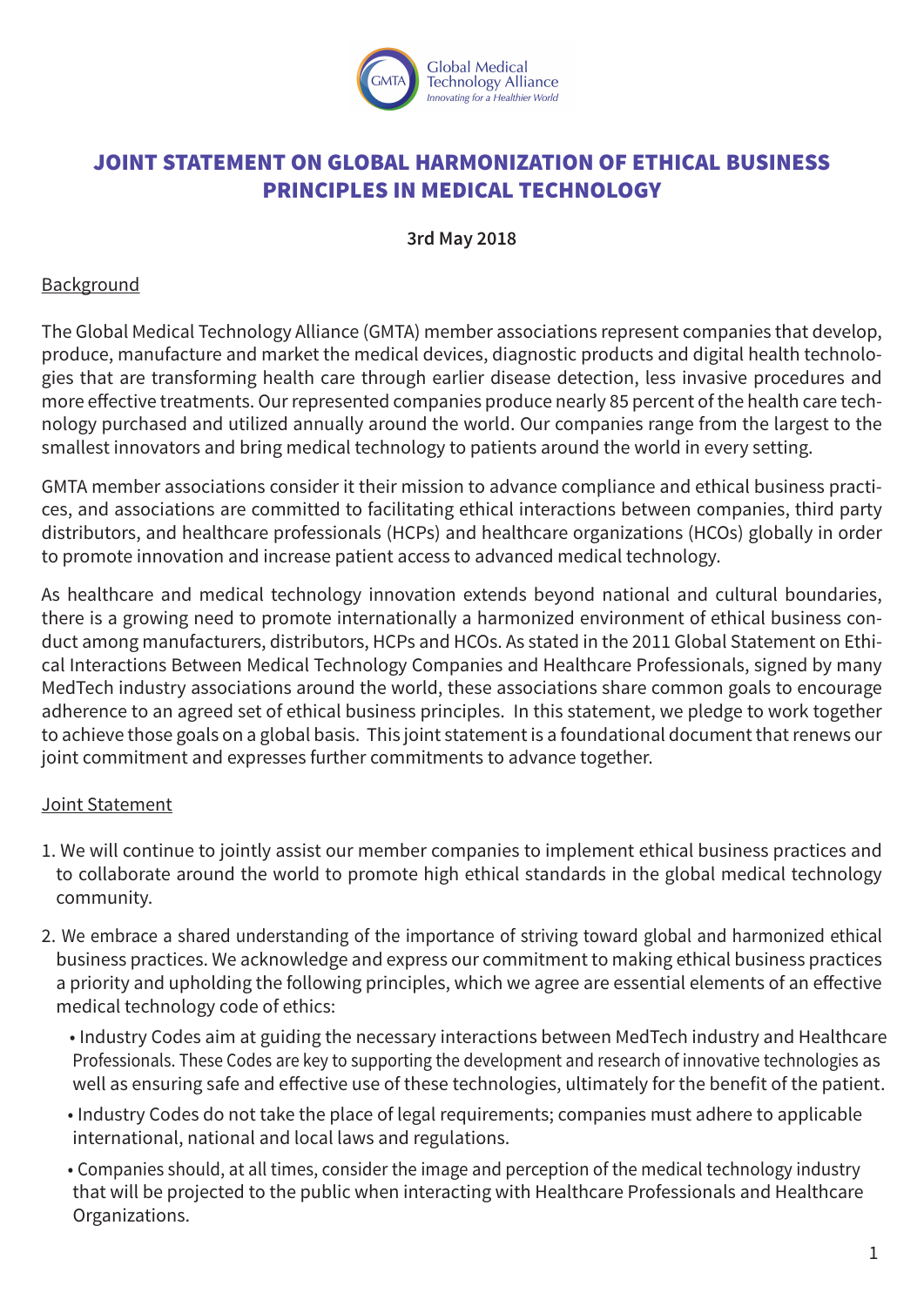Global Medical Technology Alliance
*Innovating for a Healthier World*

# JOINT STATEMENT ON GLOBAL HARMONIZATION OF ETHICAL BUSINESS PRINCIPLES IN MEDICAL TECHNOLOGY

**3rd May 2018**

## Background

The Global Medical Technology Alliance (GMTA) member associations represent companies that develop, produce, manufacture and market the medical devices, diagnostic products and digital health technologies that are transforming health care through earlier disease detection, less invasive procedures and more effective treatments. Our represented companies produce nearly 85 percent of the health care technology purchased and utilized annually around the world. Our companies range from the largest to the smallest innovators and bring medical technology to patients around the world in every setting.

GMTA member associations consider it their mission to advance compliance and ethical business practices, and associations are committed to facilitating ethical interactions between companies, third party distributors, and healthcare professionals (HCPs) and healthcare organizations (HCOs) globally in order to promote innovation and increase patient access to advanced medical technology.

As healthcare and medical technology innovation extends beyond national and cultural boundaries, there is a growing need to promote internationally a harmonized environment of ethical business conduct among manufacturers, distributors, HCPs and HCOs. As stated in the 2011 Global Statement on Ethical Interactions Between Medical Technology Companies and Healthcare Professionals, signed by many MedTech industry associations around the world, these associations share common goals to encourage adherence to an agreed set of ethical business principles. In this statement, we pledge to work together to achieve those goals on a global basis. This joint statement is a foundational document that renews our joint commitment and expresses further commitments to advance together.

## Joint Statement

1. We will continue to jointly assist our member companies to implement ethical business practices and to collaborate around the world to promote high ethical standards in the global medical technology community.

2. We embrace a shared understanding of the importance of striving toward global and harmonized ethical business practices. We acknowledge and express our commitment to making ethical business practices a priority and upholding the following principles, which we agree are essential elements of an effective medical technology code of ethics:

   - Industry Codes aim at guiding the necessary interactions between MedTech industry and Healthcare Professionals. These Codes are key to supporting the development and research of innovative technologies as well as ensuring safe and effective use of these technologies, ultimately for the benefit of the patient.
   - Industry Codes do not take the place of legal requirements; companies must adhere to applicable international, national and local laws and regulations.
   - Companies should, at all times, consider the image and perception of the medical technology industry that will be projected to the public when interacting with Healthcare Professionals and Healthcare Organizations.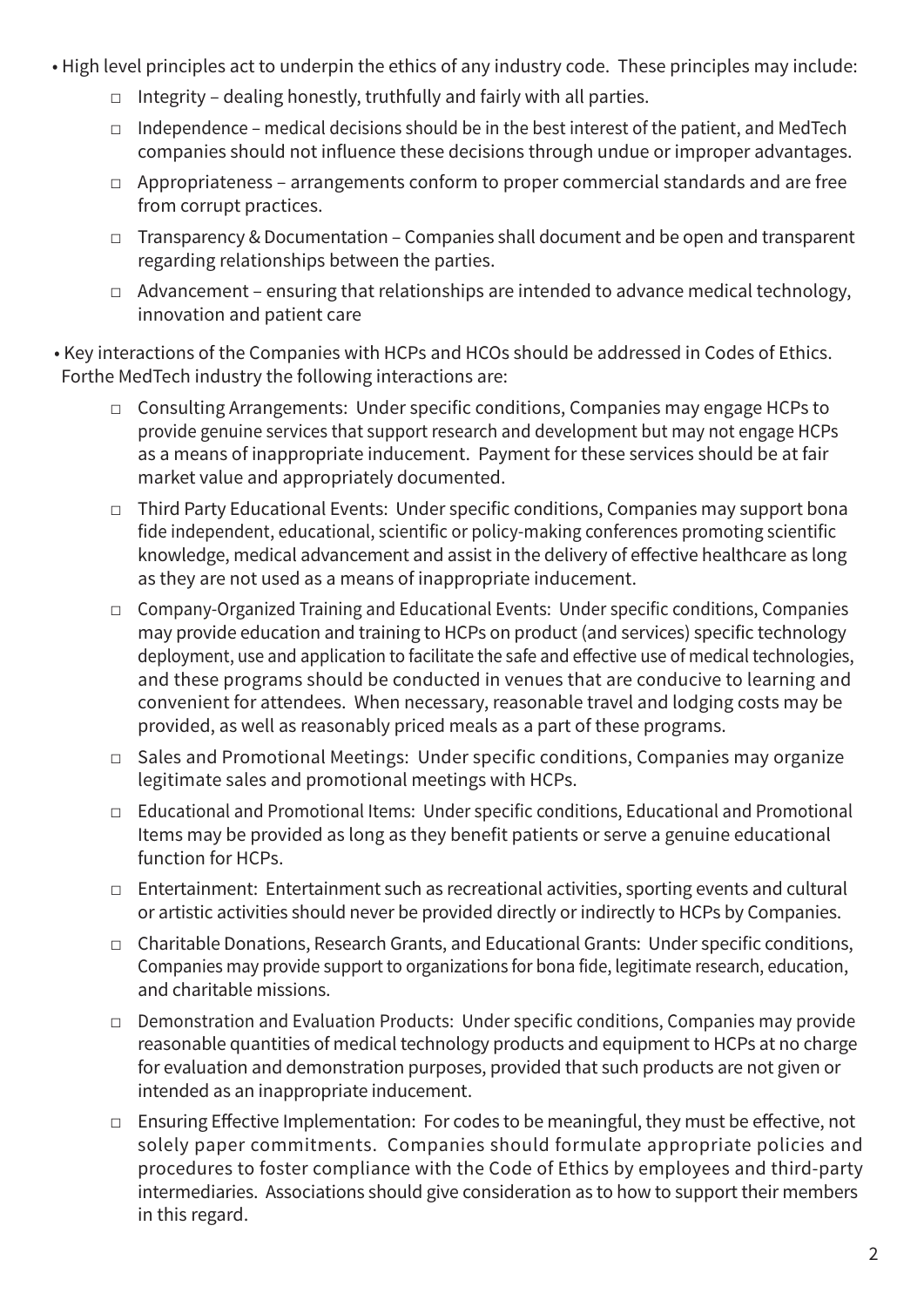- High level principles act to underpin the ethics of any industry code. These principles may include:
  - Integrity – dealing honestly, truthfully and fairly with all parties.
  - Independence – medical decisions should be in the best interest of the patient, and MedTech companies should not influence these decisions through undue or improper advantages.
  - Appropriateness – arrangements conform to proper commercial standards and are free from corrupt practices.
  - Transparency & Documentation – Companies shall document and be open and transparent regarding relationships between the parties.
  - Advancement – ensuring that relationships are intended to advance medical technology, innovation and patient care
- Key interactions of the Companies with HCPs and HCOs should be addressed in Codes of Ethics. Forthe MedTech industry the following interactions are:
  - Consulting Arrangements: Under specific conditions, Companies may engage HCPs to provide genuine services that support research and development but may not engage HCPs as a means of inappropriate inducement. Payment for these services should be at fair market value and appropriately documented.
  - Third Party Educational Events: Under specific conditions, Companies may support bona fide independent, educational, scientific or policy-making conferences promoting scientific knowledge, medical advancement and assist in the delivery of effective healthcare as long as they are not used as a means of inappropriate inducement.
  - Company-Organized Training and Educational Events: Under specific conditions, Companies may provide education and training to HCPs on product (and services) specific technology deployment, use and application to facilitate the safe and effective use of medical technologies, and these programs should be conducted in venues that are conducive to learning and convenient for attendees. When necessary, reasonable travel and lodging costs may be provided, as well as reasonably priced meals as a part of these programs.
  - Sales and Promotional Meetings: Under specific conditions, Companies may organize legitimate sales and promotional meetings with HCPs.
  - Educational and Promotional Items: Under specific conditions, Educational and Promotional Items may be provided as long as they benefit patients or serve a genuine educational function for HCPs.
  - Entertainment: Entertainment such as recreational activities, sporting events and cultural or artistic activities should never be provided directly or indirectly to HCPs by Companies.
  - Charitable Donations, Research Grants, and Educational Grants: Under specific conditions, Companies may provide support to organizations for bona fide, legitimate research, education, and charitable missions.
  - Demonstration and Evaluation Products: Under specific conditions, Companies may provide reasonable quantities of medical technology products and equipment to HCPs at no charge for evaluation and demonstration purposes, provided that such products are not given or intended as an inappropriate inducement.
  - Ensuring Effective Implementation: For codes to be meaningful, they must be effective, not solely paper commitments. Companies should formulate appropriate policies and procedures to foster compliance with the Code of Ethics by employees and third-party intermediaries. Associations should give consideration as to how to support their members in this regard.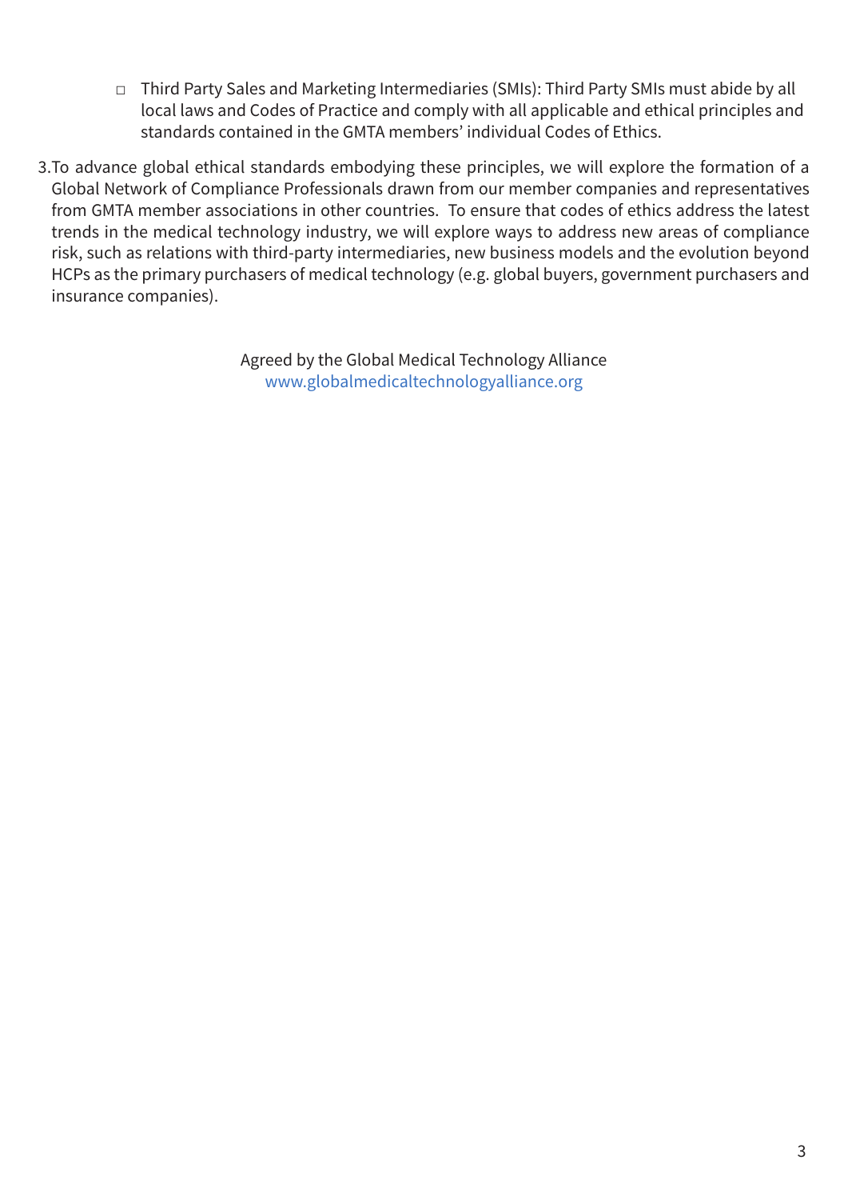- Third Party Sales and Marketing Intermediaries (SMIs): Third Party SMIs must abide by all local laws and Codes of Practice and comply with all applicable and ethical principles and standards contained in the GMTA members' individual Codes of Ethics.

3. To advance global ethical standards embodying these principles, we will explore the formation of a Global Network of Compliance Professionals drawn from our member companies and representatives from GMTA member associations in other countries. To ensure that codes of ethics address the latest trends in the medical technology industry, we will explore ways to address new areas of compliance risk, such as relations with third-party intermediaries, new business models and the evolution beyond HCPs as the primary purchasers of medical technology (e.g. global buyers, government purchasers and insurance companies).

Agreed by the Global Medical Technology Alliance
www.globalmedicaltechnologyalliance.org